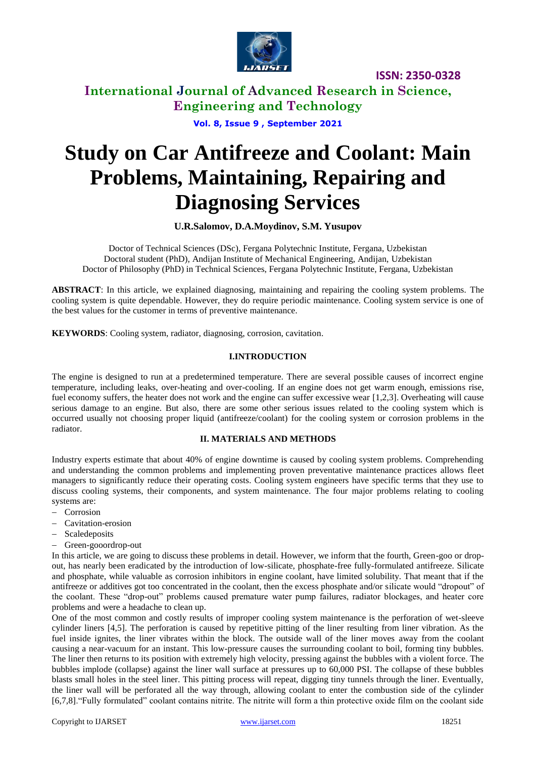# Study on Car Antifreeze and Coolant: Main Problems, Maintaining, Repairing and Diagnosing Services

**U.R.Salomov, D.A.Moydinov, S.M. Yusupov**

Doctor of Technical Sciences (DSc), Fergana Polytechnic Institute, Fergana, Uzbekistan
Doctoral student (PhD), Andijan Institute of Mechanical Engineering, Andijan, Uzbekistan
Doctor of Philosophy (PhD) in Technical Sciences, Fergana Polytechnic Institute, Fergana, Uzbekistan

**ABSTRACT**: In this article, we explained diagnosing, maintaining and repairing the cooling system problems. The cooling system is quite dependable. However, they do require periodic maintenance. Cooling system service is one of the best values for the customer in terms of preventive maintenance.

**KEYWORDS**: Cooling system, radiator, diagnosing, corrosion, cavitation.

## I.INTRODUCTION

The engine is designed to run at a predetermined temperature. There are several possible causes of incorrect engine temperature, including leaks, over-heating and over-cooling. If an engine does not get warm enough, emissions rise, fuel economy suffers, the heater does not work and the engine can suffer excessive wear [1,2,3]. Overheating will cause serious damage to an engine. But also, there are some other serious issues related to the cooling system which is occurred usually not choosing proper liquid (antifreeze/coolant) for the cooling system or corrosion problems in the radiator.

## II. MATERIALS AND METHODS

Industry experts estimate that about 40% of engine downtime is caused by cooling system problems. Comprehending and understanding the common problems and implementing proven preventative maintenance practices allows fleet managers to significantly reduce their operating costs. Cooling system engineers have specific terms that they use to discuss cooling systems, their components, and system maintenance. The four major problems relating to cooling systems are:

- Corrosion
- Cavitation-erosion
- Scaledeposits
- Green-gooordrop-out

In this article, we are going to discuss these problems in detail. However, we inform that the fourth, Green-goo or drop-out, has nearly been eradicated by the introduction of low-silicate, phosphate-free fully-formulated antifreeze. Silicate and phosphate, while valuable as corrosion inhibitors in engine coolant, have limited solubility. That meant that if the antifreeze or additives got too concentrated in the coolant, then the excess phosphate and/or silicate would "dropout" of the coolant. These "drop-out" problems caused premature water pump failures, radiator blockages, and heater core problems and were a headache to clean up.

One of the most common and costly results of improper cooling system maintenance is the perforation of wet-sleeve cylinder liners [4,5]. The perforation is caused by repetitive pitting of the liner resulting from liner vibration. As the fuel inside ignites, the liner vibrates within the block. The outside wall of the liner moves away from the coolant causing a near-vacuum for an instant. This low-pressure causes the surrounding coolant to boil, forming tiny bubbles. The liner then returns to its position with extremely high velocity, pressing against the bubbles with a violent force. The bubbles implode (collapse) against the liner wall surface at pressures up to 60,000 PSI. The collapse of these bubbles blasts small holes in the steel liner. This pitting process will repeat, digging tiny tunnels through the liner. Eventually, the liner wall will be perforated all the way through, allowing coolant to enter the combustion side of the cylinder [6,7,8]."Fully formulated" coolant contains nitrite. The nitrite will form a thin protective oxide film on the coolant side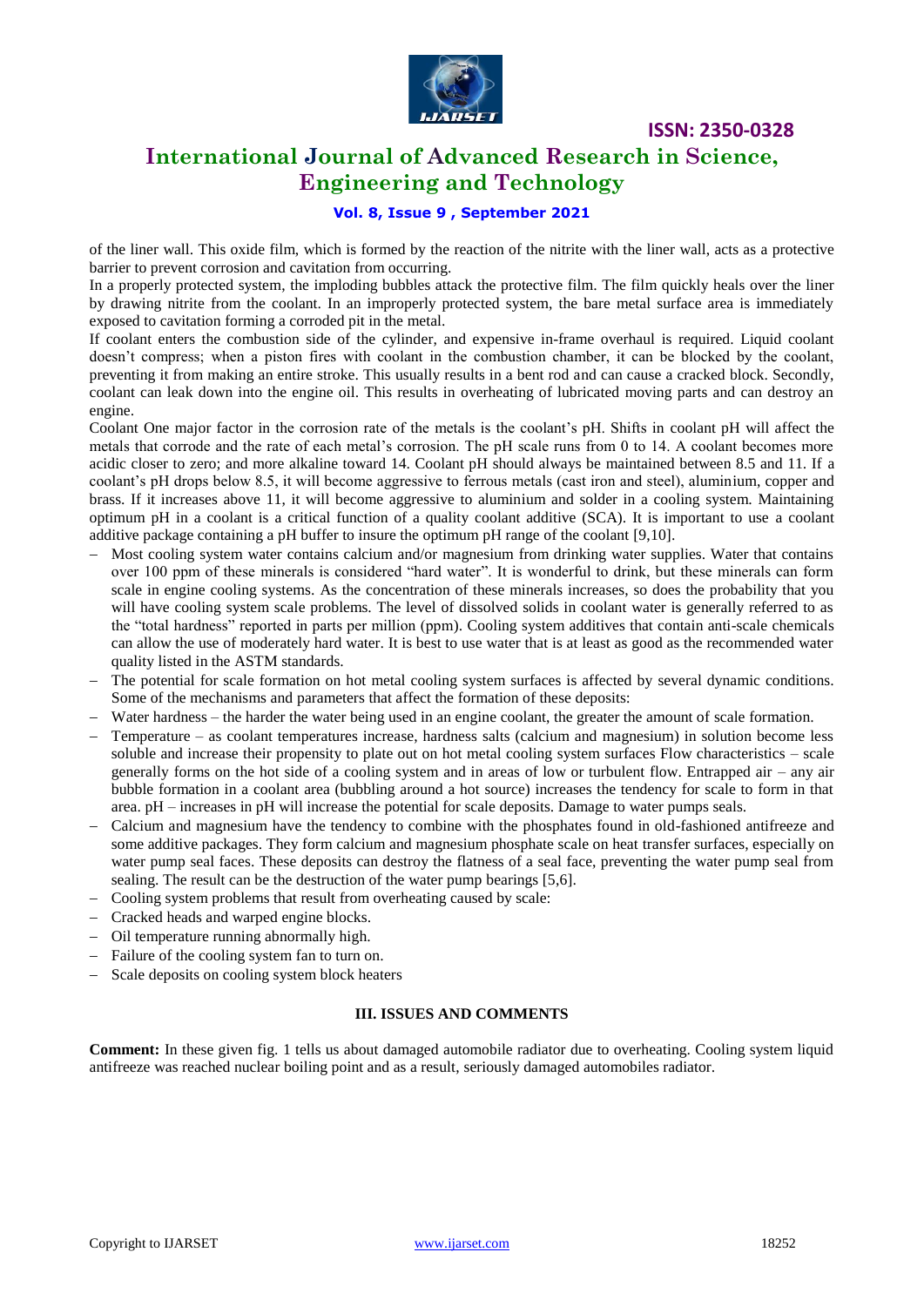of the liner wall. This oxide film, which is formed by the reaction of the nitrite with the liner wall, acts as a protective barrier to prevent corrosion and cavitation from occurring.

In a properly protected system, the imploding bubbles attack the protective film. The film quickly heals over the liner by drawing nitrite from the coolant. In an improperly protected system, the bare metal surface area is immediately exposed to cavitation forming a corroded pit in the metal.

If coolant enters the combustion side of the cylinder, and expensive in-frame overhaul is required. Liquid coolant doesn't compress; when a piston fires with coolant in the combustion chamber, it can be blocked by the coolant, preventing it from making an entire stroke. This usually results in a bent rod and can cause a cracked block. Secondly, coolant can leak down into the engine oil. This results in overheating of lubricated moving parts and can destroy an engine.

Coolant One major factor in the corrosion rate of the metals is the coolant's pH. Shifts in coolant pH will affect the metals that corrode and the rate of each metal's corrosion. The pH scale runs from 0 to 14. A coolant becomes more acidic closer to zero; and more alkaline toward 14. Coolant pH should always be maintained between 8.5 and 11. If a coolant's pH drops below 8.5, it will become aggressive to ferrous metals (cast iron and steel), aluminium, copper and brass. If it increases above 11, it will become aggressive to aluminium and solder in a cooling system. Maintaining optimum pH in a coolant is a critical function of a quality coolant additive (SCA). It is important to use a coolant additive package containing a pH buffer to insure the optimum pH range of the coolant [9,10].

- Most cooling system water contains calcium and/or magnesium from drinking water supplies. Water that contains over 100 ppm of these minerals is considered "hard water". It is wonderful to drink, but these minerals can form scale in engine cooling systems. As the concentration of these minerals increases, so does the probability that you will have cooling system scale problems. The level of dissolved solids in coolant water is generally referred to as the "total hardness" reported in parts per million (ppm). Cooling system additives that contain anti-scale chemicals can allow the use of moderately hard water. It is best to use water that is at least as good as the recommended water quality listed in the ASTM standards.
- The potential for scale formation on hot metal cooling system surfaces is affected by several dynamic conditions. Some of the mechanisms and parameters that affect the formation of these deposits:
- Water hardness – the harder the water being used in an engine coolant, the greater the amount of scale formation.
- Temperature – as coolant temperatures increase, hardness salts (calcium and magnesium) in solution become less soluble and increase their propensity to plate out on hot metal cooling system surfaces Flow characteristics – scale generally forms on the hot side of a cooling system and in areas of low or turbulent flow. Entrapped air – any air bubble formation in a coolant area (bubbling around a hot source) increases the tendency for scale to form in that area. pH – increases in pH will increase the potential for scale deposits. Damage to water pumps seals.
- Calcium and magnesium have the tendency to combine with the phosphates found in old-fashioned antifreeze and some additive packages. They form calcium and magnesium phosphate scale on heat transfer surfaces, especially on water pump seal faces. These deposits can destroy the flatness of a seal face, preventing the water pump seal from sealing. The result can be the destruction of the water pump bearings [5,6].
- Cooling system problems that result from overheating caused by scale:
- Cracked heads and warped engine blocks.
- Oil temperature running abnormally high.
- Failure of the cooling system fan to turn on.
- Scale deposits on cooling system block heaters

## III. ISSUES AND COMMENTS

**Comment:** In these given fig. 1 tells us about damaged automobile radiator due to overheating. Cooling system liquid antifreeze was reached nuclear boiling point and as a result, seriously damaged automobiles radiator.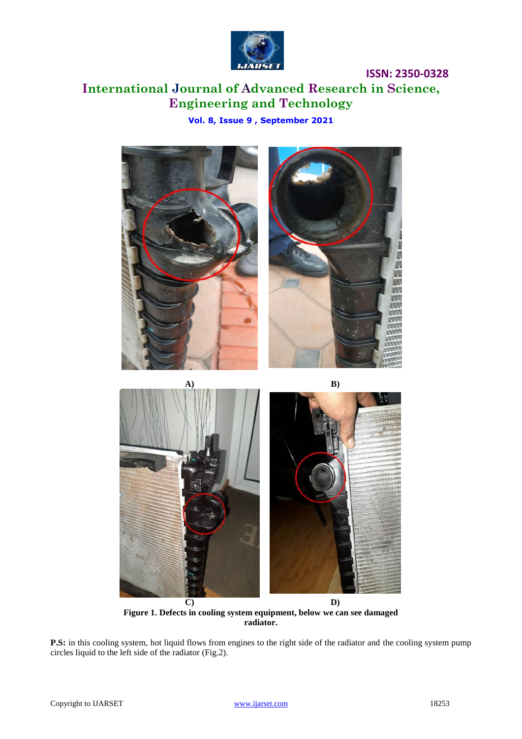A) B)

C) D)

**Figure 1. Defects in cooling system equipment, below we can see damaged radiator.**

**P.S:** in this cooling system, hot liquid flows from engines to the right side of the radiator and the cooling system pump circles liquid to the left side of the radiator (Fig.2).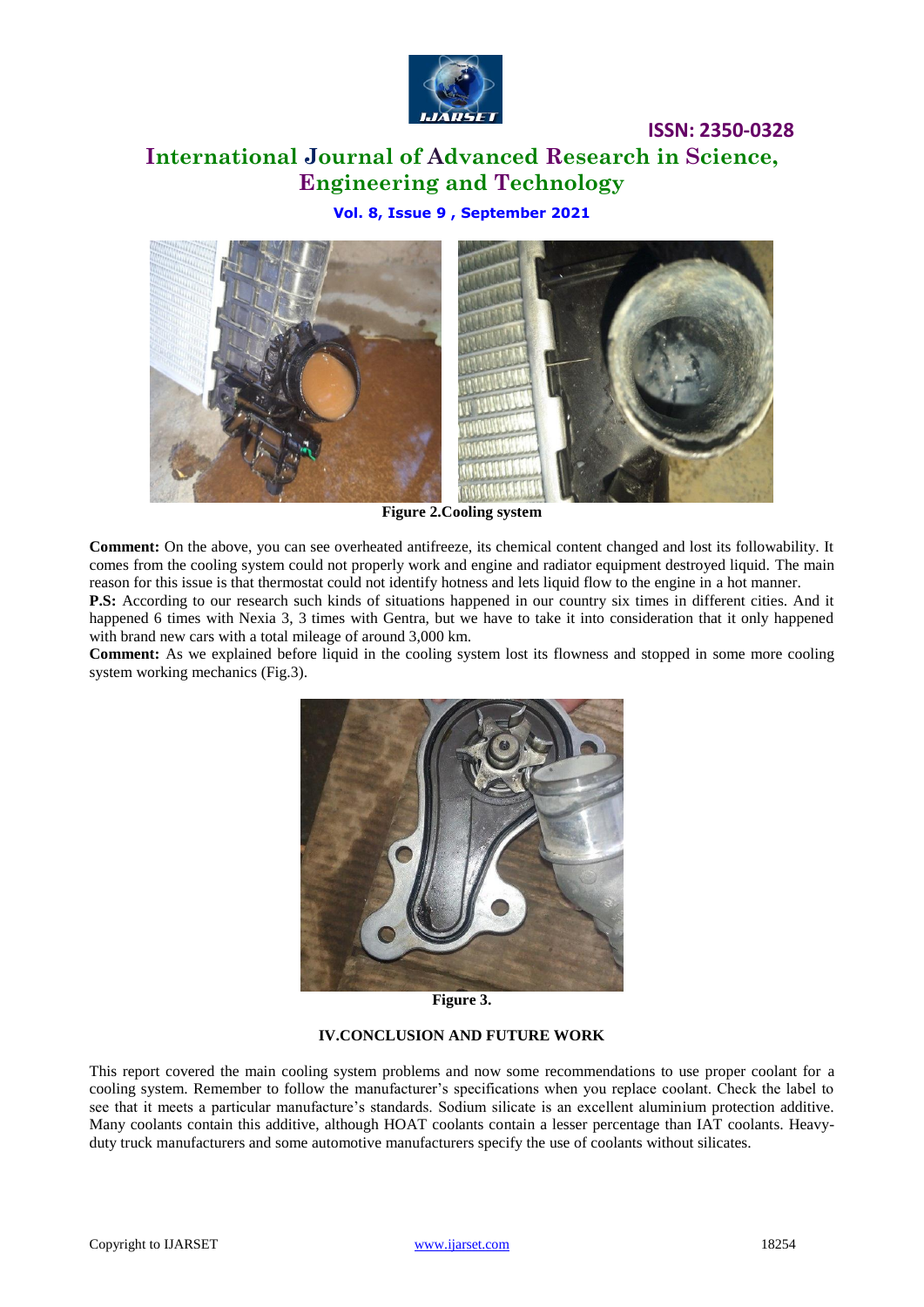Figure 2.Cooling system

**Comment:** On the above, you can see overheated antifreeze, its chemical content changed and lost its followability. It comes from the cooling system could not properly work and engine and radiator equipment destroyed liquid. The main reason for this issue is that thermostat could not identify hotness and lets liquid flow to the engine in a hot manner.

**P.S:** According to our research such kinds of situations happened in our country six times in different cities. And it happened 6 times with Nexia 3, 3 times with Gentra, but we have to take it into consideration that it only happened with brand new cars with a total mileage of around 3,000 km.

**Comment:** As we explained before liquid in the cooling system lost its flowness and stopped in some more cooling system working mechanics (Fig.3).

Figure 3.

## IV.CONCLUSION AND FUTURE WORK

This report covered the main cooling system problems and now some recommendations to use proper coolant for a cooling system. Remember to follow the manufacturer's specifications when you replace coolant. Check the label to see that it meets a particular manufacture's standards. Sodium silicate is an excellent aluminium protection additive. Many coolants contain this additive, although HOAT coolants contain a lesser percentage than IAT coolants. Heavy-duty truck manufacturers and some automotive manufacturers specify the use of coolants without silicates.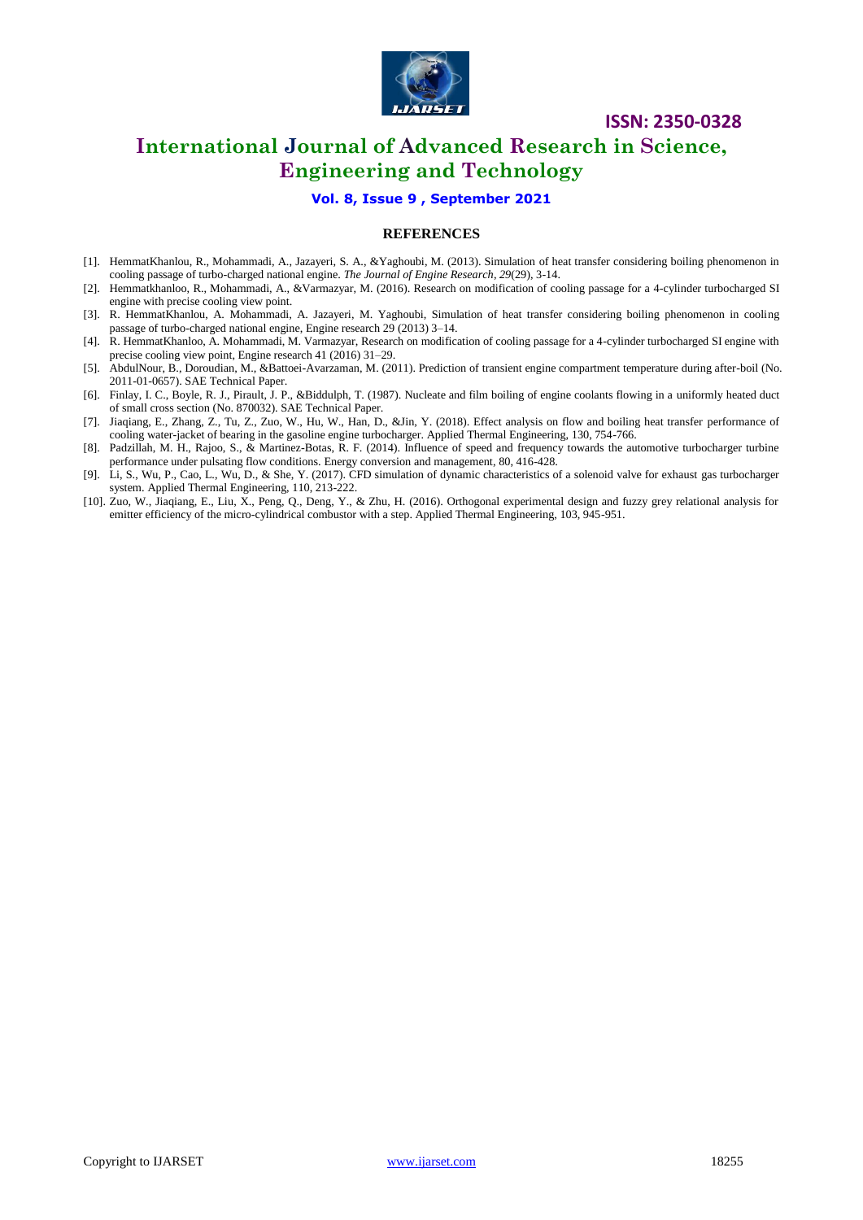## REFERENCES

[1]. HemmatKhanlou, R., Mohammadi, A., Jazayeri, S. A., &Yaghoubi, M. (2013). Simulation of heat transfer considering boiling phenomenon in cooling passage of turbo-charged national engine. *The Journal of Engine Research*, *29*(29), 3-14.

[2]. Hemmatkhanloo, R., Mohammadi, A., &Varmazyar, M. (2016). Research on modification of cooling passage for a 4-cylinder turbocharged SI engine with precise cooling view point.

[3]. R. HemmatKhanlou, A. Mohammadi, A. Jazayeri, M. Yaghoubi, Simulation of heat transfer considering boiling phenomenon in cooling passage of turbo-charged national engine, Engine research 29 (2013) 3–14.

[4]. R. HemmatKhanloo, A. Mohammadi, M. Varmazyar, Research on modification of cooling passage for a 4-cylinder turbocharged SI engine with precise cooling view point, Engine research 41 (2016) 31–29.

[5]. AbdulNour, B., Doroudian, M., &Battoei-Avarzaman, M. (2011). Prediction of transient engine compartment temperature during after-boil (No. 2011-01-0657). SAE Technical Paper.

[6]. Finlay, I. C., Boyle, R. J., Pirault, J. P., &Biddulph, T. (1987). Nucleate and film boiling of engine coolants flowing in a uniformly heated duct of small cross section (No. 870032). SAE Technical Paper.

[7]. Jiaqiang, E., Zhang, Z., Tu, Z., Zuo, W., Hu, W., Han, D., &Jin, Y. (2018). Effect analysis on flow and boiling heat transfer performance of cooling water-jacket of bearing in the gasoline engine turbocharger. Applied Thermal Engineering, 130, 754-766.

[8]. Padzillah, M. H., Rajoo, S., & Martinez-Botas, R. F. (2014). Influence of speed and frequency towards the automotive turbocharger turbine performance under pulsating flow conditions. Energy conversion and management, 80, 416-428.

[9]. Li, S., Wu, P., Cao, L., Wu, D., & She, Y. (2017). CFD simulation of dynamic characteristics of a solenoid valve for exhaust gas turbocharger system. Applied Thermal Engineering, 110, 213-222.

[10]. Zuo, W., Jiaqiang, E., Liu, X., Peng, Q., Deng, Y., & Zhu, H. (2016). Orthogonal experimental design and fuzzy grey relational analysis for emitter efficiency of the micro-cylindrical combustor with a step. Applied Thermal Engineering, 103, 945-951.